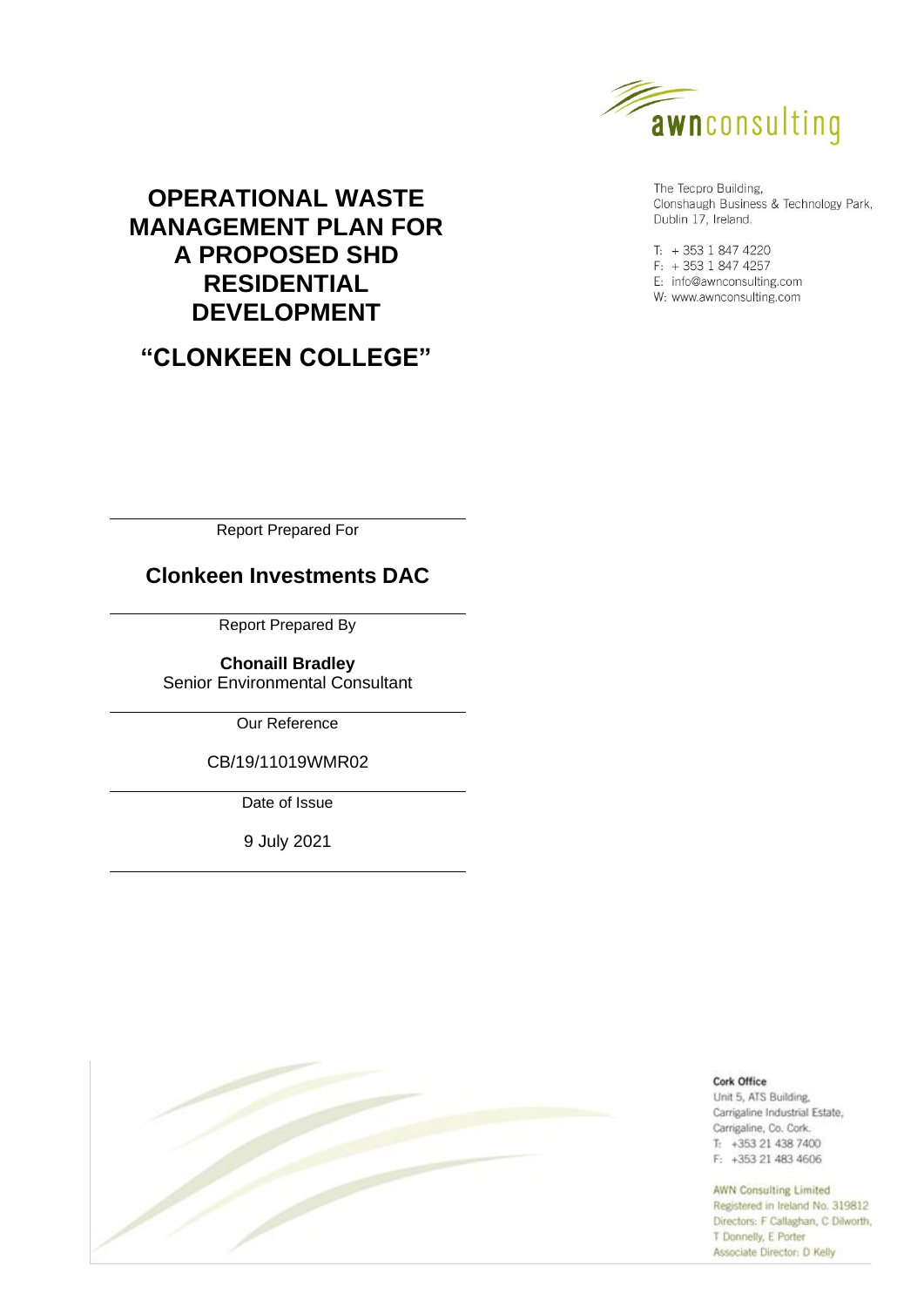# OPERATIONAL WASTE MANAGEMENT PLAN FOR A PROPOSED SHD RESIDENTIAL DEVELOPMENT

## "CLONKEEN COLLEGE"

awnconsulting

The Tecpro Building,
Clonshaugh Business & Technology Park,
Dublin 17, Ireland.

T: + 353 1 847 4220
F: + 353 1 847 4257
E: info@awnconsulting.com
W: www.awnconsulting.com

Report Prepared For

**Clonkeen Investments DAC**

Report Prepared By

**Chonaill Bradley**
Senior Environmental Consultant

Our Reference

CB/19/11019WMR02

Date of Issue

9 July 2021

**Cork Office**
Unit 5, ATS Building,
Carrigaline Industrial Estate,
Carrigaline, Co. Cork.
T: +353 21 438 7400
F: +353 21 483 4606

AWN Consulting Limited
Registered in Ireland No. 319812
Directors: F Callaghan, C Dilworth,
T Donnelly, E Porter
Associate Director: D Kelly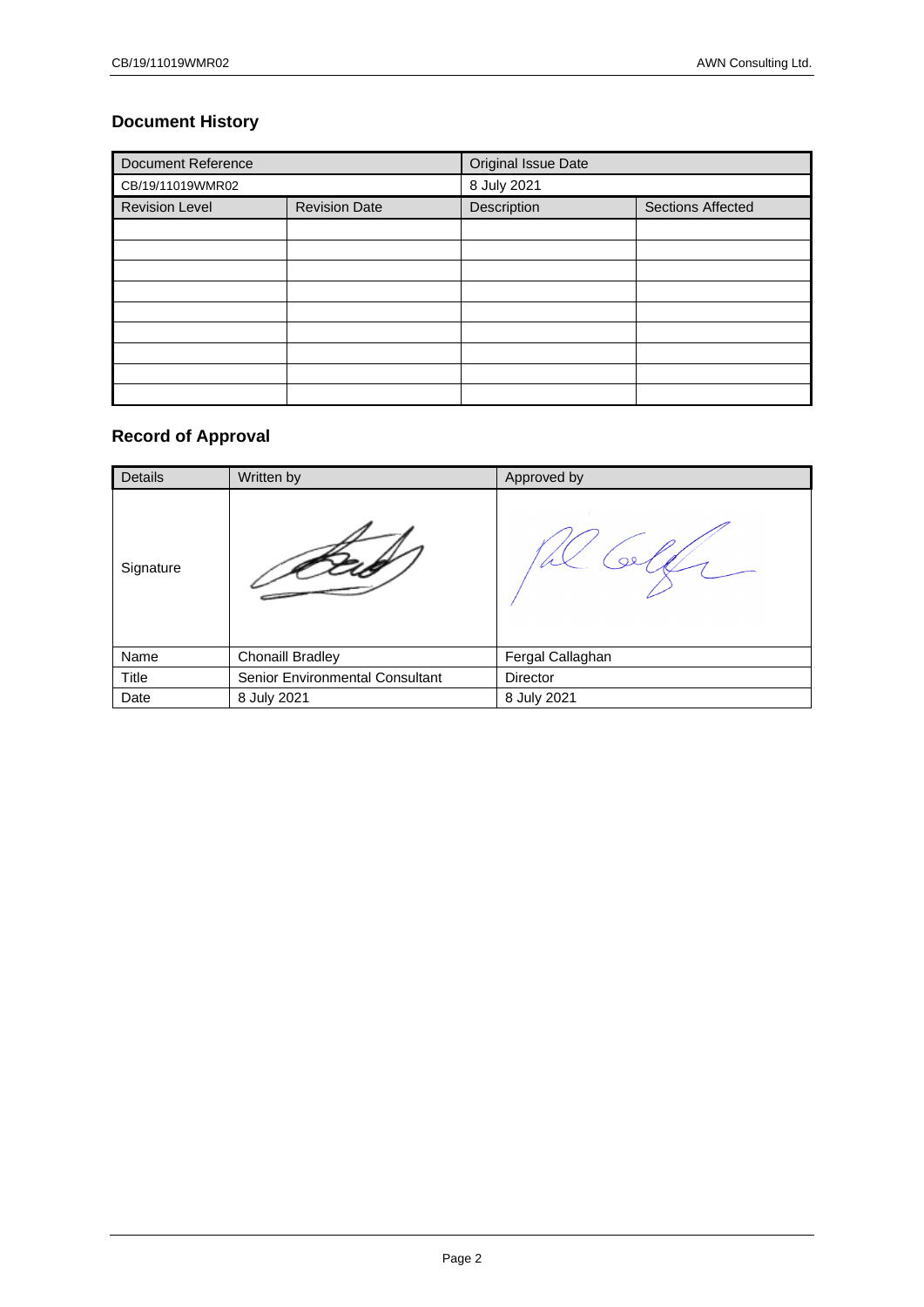## Document History

| Document Reference | | Original Issue Date | |
|---|---|---|---|
| CB/19/11019WMR02 | | 8 July 2021 | |
| Revision Level | Revision Date | Description | Sections Affected |
| | | | |
| | | | |
| | | | |
| | | | |
| | | | |
| | | | |
| | | | |
| | | | |
| | | | |

## Record of Approval

| Details | Written by | Approved by |
|---|---|---|
| Signature | | |
| Name | Chonaill Bradley | Fergal Callaghan |
| Title | Senior Environmental Consultant | Director |
| Date | 8 July 2021 | 8 July 2021 |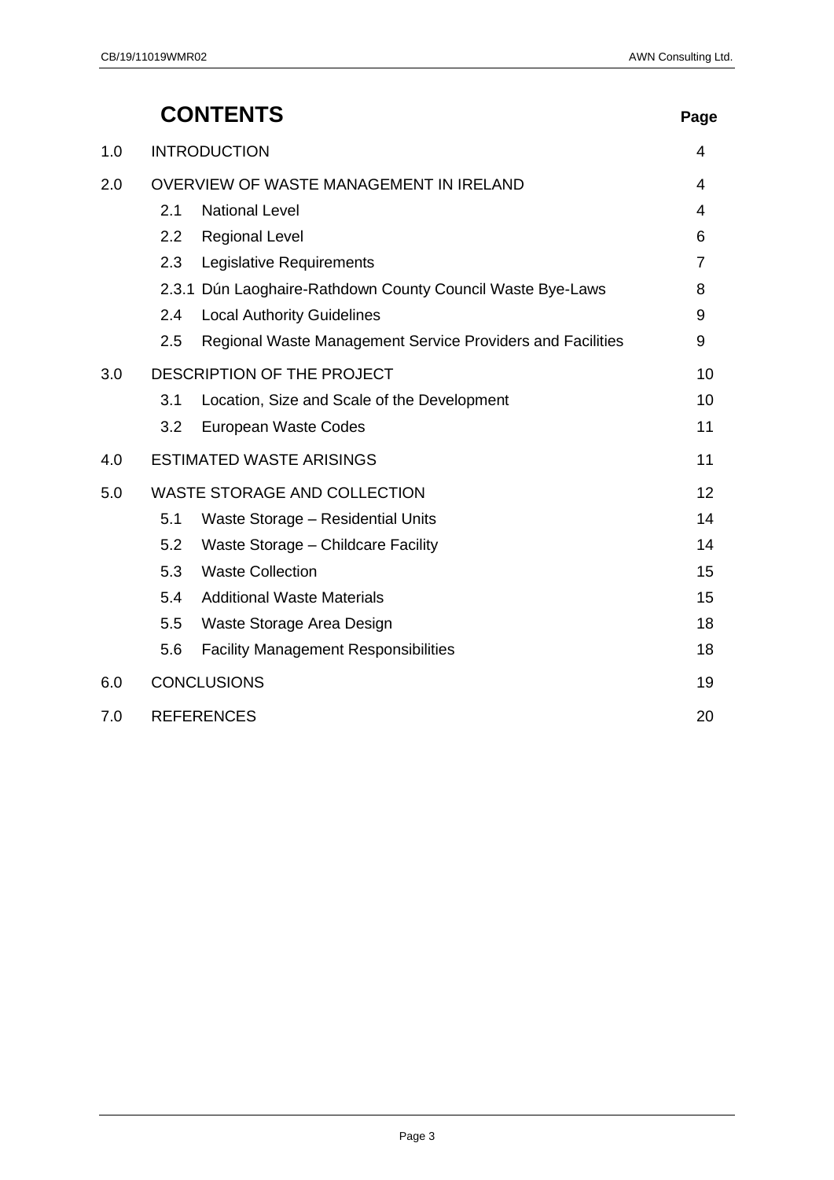# CONTENTS

| | | Page |
|---|---|---|
| 1.0 | INTRODUCTION | 4 |
| 2.0 | OVERVIEW OF WASTE MANAGEMENT IN IRELAND | 4 |
| | 2.1 National Level | 4 |
| | 2.2 Regional Level | 6 |
| | 2.3 Legislative Requirements | 7 |
| | 2.3.1 Dún Laoghaire-Rathdown County Council Waste Bye-Laws | 8 |
| | 2.4 Local Authority Guidelines | 9 |
| | 2.5 Regional Waste Management Service Providers and Facilities | 9 |
| 3.0 | DESCRIPTION OF THE PROJECT | 10 |
| | 3.1 Location, Size and Scale of the Development | 10 |
| | 3.2 European Waste Codes | 11 |
| 4.0 | ESTIMATED WASTE ARISINGS | 11 |
| 5.0 | WASTE STORAGE AND COLLECTION | 12 |
| | 5.1 Waste Storage – Residential Units | 14 |
| | 5.2 Waste Storage – Childcare Facility | 14 |
| | 5.3 Waste Collection | 15 |
| | 5.4 Additional Waste Materials | 15 |
| | 5.5 Waste Storage Area Design | 18 |
| | 5.6 Facility Management Responsibilities | 18 |
| 6.0 | CONCLUSIONS | 19 |
| 7.0 | REFERENCES | 20 |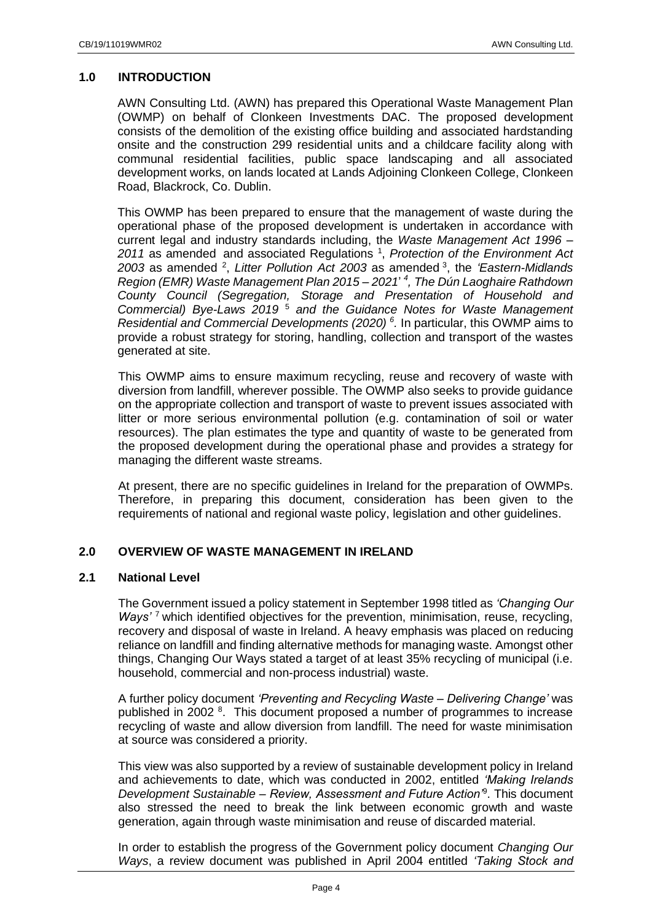## 1.0 INTRODUCTION

AWN Consulting Ltd. (AWN) has prepared this Operational Waste Management Plan (OWMP) on behalf of Clonkeen Investments DAC. The proposed development consists of the demolition of the existing office building and associated hardstanding onsite and the construction 299 residential units and a childcare facility along with communal residential facilities, public space landscaping and all associated development works, on lands located at Lands Adjoining Clonkeen College, Clonkeen Road, Blackrock, Co. Dublin.

This OWMP has been prepared to ensure that the management of waste during the operational phase of the proposed development is undertaken in accordance with current legal and industry standards including, the *Waste Management Act 1996 – 2011* as amended and associated Regulations [1], *Protection of the Environment Act 2003* as amended [2], *Litter Pollution Act 2003* as amended [3], the *'Eastern-Midlands Region (EMR) Waste Management Plan 2015 – 2021'* [4], *The Dún Laoghaire Rathdown County Council (Segregation, Storage and Presentation of Household and Commercial) Bye-Laws 2019* [5] *and the Guidance Notes for Waste Management Residential and Commercial Developments (2020)* [6]. In particular, this OWMP aims to provide a robust strategy for storing, handling, collection and transport of the wastes generated at site.

This OWMP aims to ensure maximum recycling, reuse and recovery of waste with diversion from landfill, wherever possible. The OWMP also seeks to provide guidance on the appropriate collection and transport of waste to prevent issues associated with litter or more serious environmental pollution (e.g. contamination of soil or water resources). The plan estimates the type and quantity of waste to be generated from the proposed development during the operational phase and provides a strategy for managing the different waste streams.

At present, there are no specific guidelines in Ireland for the preparation of OWMPs. Therefore, in preparing this document, consideration has been given to the requirements of national and regional waste policy, legislation and other guidelines.

## 2.0 OVERVIEW OF WASTE MANAGEMENT IN IRELAND

### 2.1 National Level

The Government issued a policy statement in September 1998 titled as *'Changing Our Ways'* [7] which identified objectives for the prevention, minimisation, reuse, recycling, recovery and disposal of waste in Ireland. A heavy emphasis was placed on reducing reliance on landfill and finding alternative methods for managing waste. Amongst other things, Changing Our Ways stated a target of at least 35% recycling of municipal (i.e. household, commercial and non-process industrial) waste.

A further policy document *'Preventing and Recycling Waste – Delivering Change'* was published in 2002 [8]. This document proposed a number of programmes to increase recycling of waste and allow diversion from landfill. The need for waste minimisation at source was considered a priority.

This view was also supported by a review of sustainable development policy in Ireland and achievements to date, which was conducted in 2002, entitled *'Making Irelands Development Sustainable – Review, Assessment and Future Action'*[9]. This document also stressed the need to break the link between economic growth and waste generation, again through waste minimisation and reuse of discarded material.

In order to establish the progress of the Government policy document *Changing Our Ways*, a review document was published in April 2004 entitled *'Taking Stock and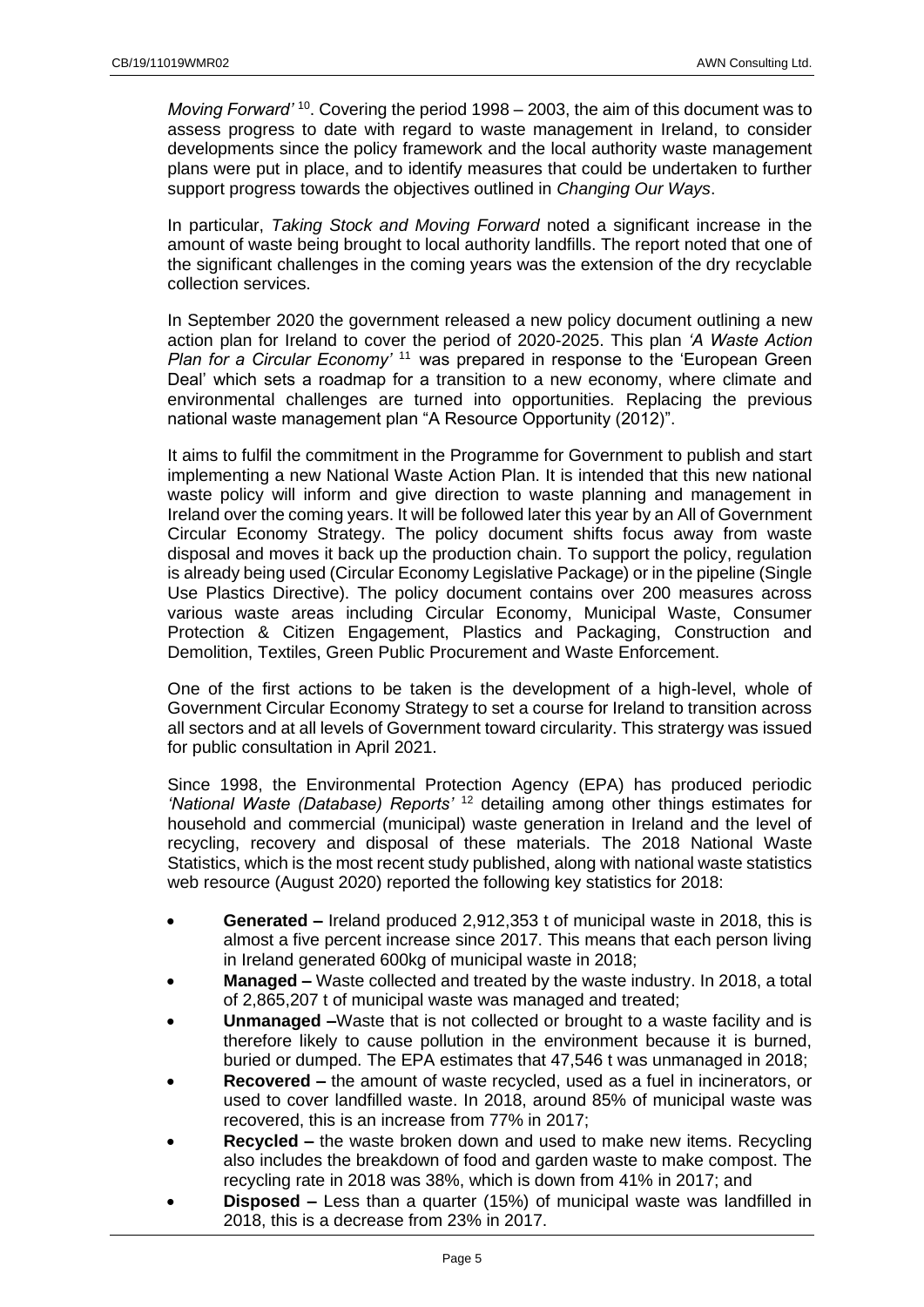*Moving Forward'* [10]. Covering the period 1998 – 2003, the aim of this document was to assess progress to date with regard to waste management in Ireland, to consider developments since the policy framework and the local authority waste management plans were put in place, and to identify measures that could be undertaken to further support progress towards the objectives outlined in *Changing Our Ways*.

In particular, *Taking Stock and Moving Forward* noted a significant increase in the amount of waste being brought to local authority landfills. The report noted that one of the significant challenges in the coming years was the extension of the dry recyclable collection services.

In September 2020 the government released a new policy document outlining a new action plan for Ireland to cover the period of 2020-2025. This plan *'A Waste Action Plan for a Circular Economy'* [11] was prepared in response to the 'European Green Deal' which sets a roadmap for a transition to a new economy, where climate and environmental challenges are turned into opportunities. Replacing the previous national waste management plan "A Resource Opportunity (2012)".

It aims to fulfil the commitment in the Programme for Government to publish and start implementing a new National Waste Action Plan. It is intended that this new national waste policy will inform and give direction to waste planning and management in Ireland over the coming years. It will be followed later this year by an All of Government Circular Economy Strategy. The policy document shifts focus away from waste disposal and moves it back up the production chain. To support the policy, regulation is already being used (Circular Economy Legislative Package) or in the pipeline (Single Use Plastics Directive). The policy document contains over 200 measures across various waste areas including Circular Economy, Municipal Waste, Consumer Protection & Citizen Engagement, Plastics and Packaging, Construction and Demolition, Textiles, Green Public Procurement and Waste Enforcement.

One of the first actions to be taken is the development of a high-level, whole of Government Circular Economy Strategy to set a course for Ireland to transition across all sectors and at all levels of Government toward circularity. This stratergy was issued for public consultation in April 2021.

Since 1998, the Environmental Protection Agency (EPA) has produced periodic *'National Waste (Database) Reports'* [12] detailing among other things estimates for household and commercial (municipal) waste generation in Ireland and the level of recycling, recovery and disposal of these materials. The 2018 National Waste Statistics, which is the most recent study published, along with national waste statistics web resource (August 2020) reported the following key statistics for 2018:

- **Generated –** Ireland produced 2,912,353 t of municipal waste in 2018, this is almost a five percent increase since 2017. This means that each person living in Ireland generated 600kg of municipal waste in 2018;
- **Managed –** Waste collected and treated by the waste industry. In 2018, a total of 2,865,207 t of municipal waste was managed and treated;
- **Unmanaged –**Waste that is not collected or brought to a waste facility and is therefore likely to cause pollution in the environment because it is burned, buried or dumped. The EPA estimates that 47,546 t was unmanaged in 2018;
- **Recovered –** the amount of waste recycled, used as a fuel in incinerators, or used to cover landfilled waste. In 2018, around 85% of municipal waste was recovered, this is an increase from 77% in 2017;
- **Recycled –** the waste broken down and used to make new items. Recycling also includes the breakdown of food and garden waste to make compost. The recycling rate in 2018 was 38%, which is down from 41% in 2017; and
- **Disposed –** Less than a quarter (15%) of municipal waste was landfilled in 2018, this is a decrease from 23% in 2017.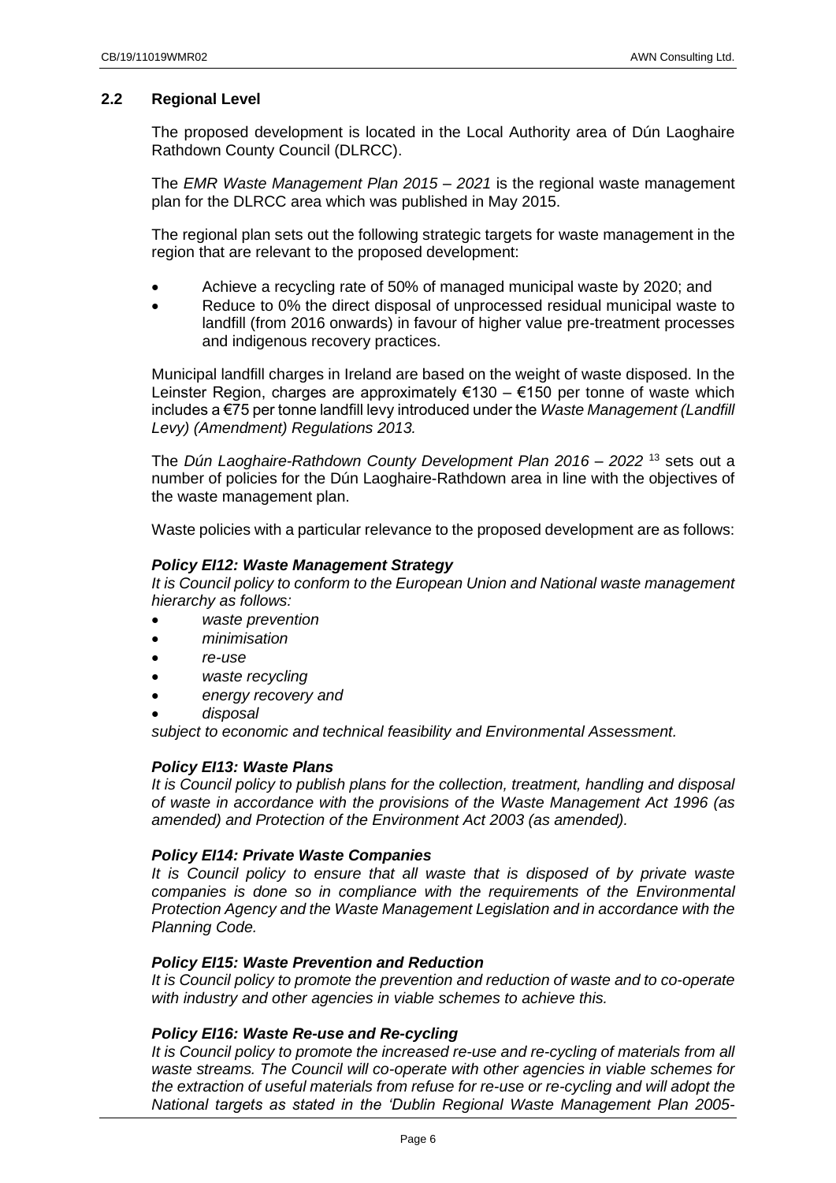### 2.2 Regional Level

The proposed development is located in the Local Authority area of Dún Laoghaire Rathdown County Council (DLRCC).

The *EMR Waste Management Plan 2015 – 2021* is the regional waste management plan for the DLRCC area which was published in May 2015.

The regional plan sets out the following strategic targets for waste management in the region that are relevant to the proposed development:

- Achieve a recycling rate of 50% of managed municipal waste by 2020; and
- Reduce to 0% the direct disposal of unprocessed residual municipal waste to landfill (from 2016 onwards) in favour of higher value pre-treatment processes and indigenous recovery practices.

Municipal landfill charges in Ireland are based on the weight of waste disposed. In the Leinster Region, charges are approximately €130 – €150 per tonne of waste which includes a €75 per tonne landfill levy introduced under the *Waste Management (Landfill Levy) (Amendment) Regulations 2013.*

The *Dún Laoghaire-Rathdown County Development Plan 2016 – 2022* [13] sets out a number of policies for the Dún Laoghaire-Rathdown area in line with the objectives of the waste management plan.

Waste policies with a particular relevance to the proposed development are as follows:

***Policy EI12: Waste Management Strategy***

*It is Council policy to conform to the European Union and National waste management hierarchy as follows:*

- *waste prevention*
- *minimisation*
- *re-use*
- *waste recycling*
- *energy recovery and*
- *disposal*

*subject to economic and technical feasibility and Environmental Assessment.*

***Policy EI13: Waste Plans***

*It is Council policy to publish plans for the collection, treatment, handling and disposal of waste in accordance with the provisions of the Waste Management Act 1996 (as amended) and Protection of the Environment Act 2003 (as amended).*

***Policy EI14: Private Waste Companies***

*It is Council policy to ensure that all waste that is disposed of by private waste companies is done so in compliance with the requirements of the Environmental Protection Agency and the Waste Management Legislation and in accordance with the Planning Code.*

***Policy EI15: Waste Prevention and Reduction***

*It is Council policy to promote the prevention and reduction of waste and to co-operate with industry and other agencies in viable schemes to achieve this.*

***Policy EI16: Waste Re-use and Re-cycling***

*It is Council policy to promote the increased re-use and re-cycling of materials from all waste streams. The Council will co-operate with other agencies in viable schemes for the extraction of useful materials from refuse for re-use or re-cycling and will adopt the National targets as stated in the 'Dublin Regional Waste Management Plan 2005-*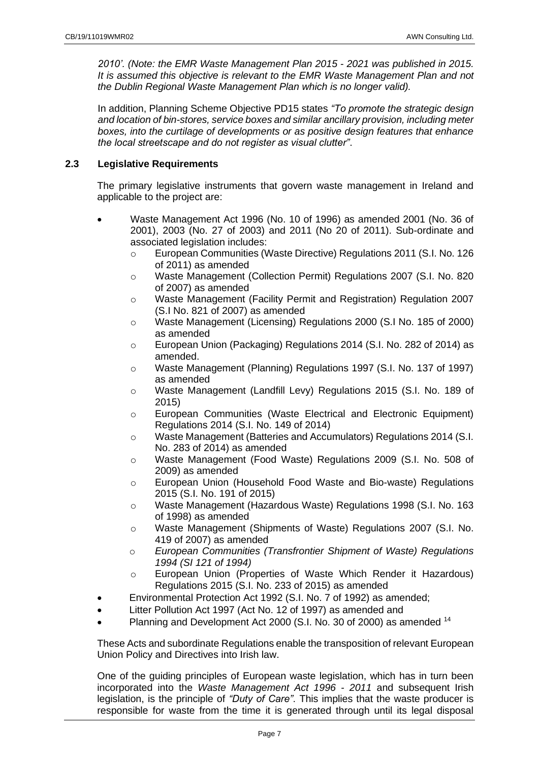*2010'. (Note: the EMR Waste Management Plan 2015 - 2021 was published in 2015. It is assumed this objective is relevant to the EMR Waste Management Plan and not the Dublin Regional Waste Management Plan which is no longer valid).*

In addition, Planning Scheme Objective PD15 states *"To promote the strategic design and location of bin-stores, service boxes and similar ancillary provision, including meter boxes, into the curtilage of developments or as positive design features that enhance the local streetscape and do not register as visual clutter"*.

### 2.3 Legislative Requirements

The primary legislative instruments that govern waste management in Ireland and applicable to the project are:

- Waste Management Act 1996 (No. 10 of 1996) as amended 2001 (No. 36 of 2001), 2003 (No. 27 of 2003) and 2011 (No 20 of 2011). Sub-ordinate and associated legislation includes:
  - European Communities (Waste Directive) Regulations 2011 (S.I. No. 126 of 2011) as amended
  - Waste Management (Collection Permit) Regulations 2007 (S.I. No. 820 of 2007) as amended
  - Waste Management (Facility Permit and Registration) Regulation 2007 (S.I No. 821 of 2007) as amended
  - Waste Management (Licensing) Regulations 2000 (S.I No. 185 of 2000) as amended
  - European Union (Packaging) Regulations 2014 (S.I. No. 282 of 2014) as amended.
  - Waste Management (Planning) Regulations 1997 (S.I. No. 137 of 1997) as amended
  - Waste Management (Landfill Levy) Regulations 2015 (S.I. No. 189 of 2015)
  - European Communities (Waste Electrical and Electronic Equipment) Regulations 2014 (S.I. No. 149 of 2014)
  - Waste Management (Batteries and Accumulators) Regulations 2014 (S.I. No. 283 of 2014) as amended
  - Waste Management (Food Waste) Regulations 2009 (S.I. No. 508 of 2009) as amended
  - European Union (Household Food Waste and Bio-waste) Regulations 2015 (S.I. No. 191 of 2015)
  - Waste Management (Hazardous Waste) Regulations 1998 (S.I. No. 163 of 1998) as amended
  - Waste Management (Shipments of Waste) Regulations 2007 (S.I. No. 419 of 2007) as amended
  - *European Communities (Transfrontier Shipment of Waste) Regulations 1994 (SI 121 of 1994)*
  - European Union (Properties of Waste Which Render it Hazardous) Regulations 2015 (S.I. No. 233 of 2015) as amended
- Environmental Protection Act 1992 (S.I. No. 7 of 1992) as amended;
- Litter Pollution Act 1997 (Act No. 12 of 1997) as amended and
- Planning and Development Act 2000 (S.I. No. 30 of 2000) as amended [14]

These Acts and subordinate Regulations enable the transposition of relevant European Union Policy and Directives into Irish law.

One of the guiding principles of European waste legislation, which has in turn been incorporated into the *Waste Management Act 1996 - 2011* and subsequent Irish legislation, is the principle of *"Duty of Care"*. This implies that the waste producer is responsible for waste from the time it is generated through until its legal disposal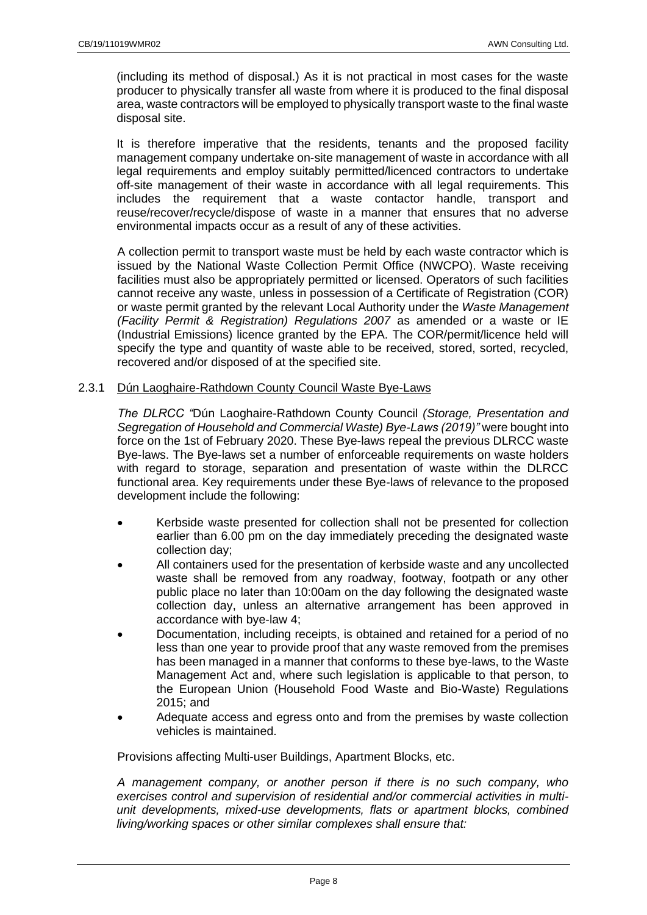(including its method of disposal.) As it is not practical in most cases for the waste producer to physically transfer all waste from where it is produced to the final disposal area, waste contractors will be employed to physically transport waste to the final waste disposal site.

It is therefore imperative that the residents, tenants and the proposed facility management company undertake on-site management of waste in accordance with all legal requirements and employ suitably permitted/licenced contractors to undertake off-site management of their waste in accordance with all legal requirements. This includes the requirement that a waste contactor handle, transport and reuse/recover/recycle/dispose of waste in a manner that ensures that no adverse environmental impacts occur as a result of any of these activities.

A collection permit to transport waste must be held by each waste contractor which is issued by the National Waste Collection Permit Office (NWCPO). Waste receiving facilities must also be appropriately permitted or licensed. Operators of such facilities cannot receive any waste, unless in possession of a Certificate of Registration (COR) or waste permit granted by the relevant Local Authority under the *Waste Management (Facility Permit & Registration) Regulations 2007* as amended or a waste or IE (Industrial Emissions) licence granted by the EPA. The COR/permit/licence held will specify the type and quantity of waste able to be received, stored, sorted, recycled, recovered and/or disposed of at the specified site.

### 2.3.1 Dún Laoghaire-Rathdown County Council Waste Bye-Laws

*The DLRCC "*Dún Laoghaire-Rathdown County Council *(Storage, Presentation and Segregation of Household and Commercial Waste) Bye-Laws (2019)"* were bought into force on the 1st of February 2020. These Bye-laws repeal the previous DLRCC waste Bye-laws. The Bye-laws set a number of enforceable requirements on waste holders with regard to storage, separation and presentation of waste within the DLRCC functional area. Key requirements under these Bye-laws of relevance to the proposed development include the following:

- Kerbside waste presented for collection shall not be presented for collection earlier than 6.00 pm on the day immediately preceding the designated waste collection day;
- All containers used for the presentation of kerbside waste and any uncollected waste shall be removed from any roadway, footway, footpath or any other public place no later than 10:00am on the day following the designated waste collection day, unless an alternative arrangement has been approved in accordance with bye-law 4;
- Documentation, including receipts, is obtained and retained for a period of no less than one year to provide proof that any waste removed from the premises has been managed in a manner that conforms to these bye-laws, to the Waste Management Act and, where such legislation is applicable to that person, to the European Union (Household Food Waste and Bio-Waste) Regulations 2015; and
- Adequate access and egress onto and from the premises by waste collection vehicles is maintained.

Provisions affecting Multi-user Buildings, Apartment Blocks, etc.

*A management company, or another person if there is no such company, who exercises control and supervision of residential and/or commercial activities in multi-unit developments, mixed-use developments, flats or apartment blocks, combined living/working spaces or other similar complexes shall ensure that:*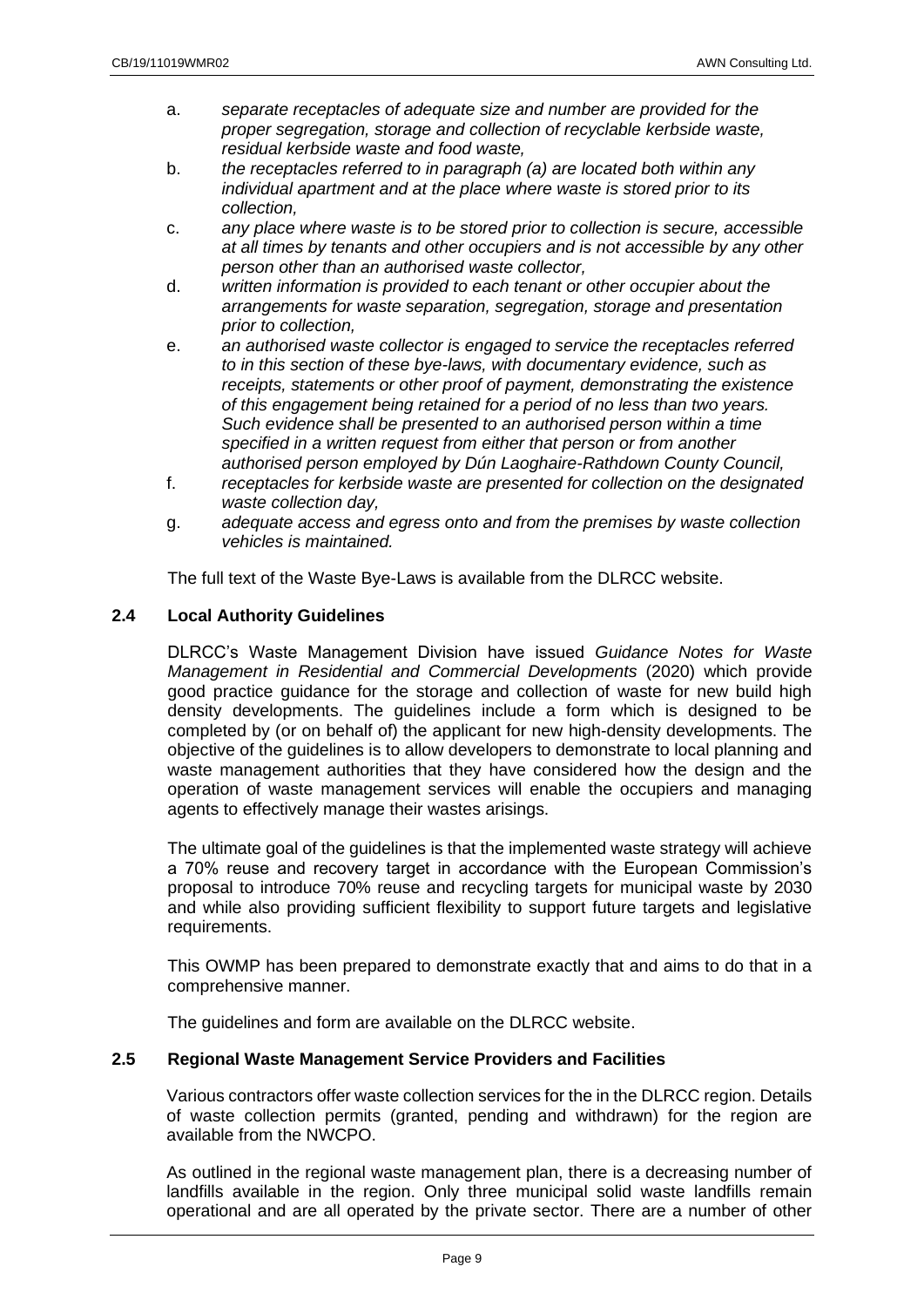a. *separate receptacles of adequate size and number are provided for the proper segregation, storage and collection of recyclable kerbside waste, residual kerbside waste and food waste,*
b. *the receptacles referred to in paragraph (a) are located both within any individual apartment and at the place where waste is stored prior to its collection,*
c. *any place where waste is to be stored prior to collection is secure, accessible at all times by tenants and other occupiers and is not accessible by any other person other than an authorised waste collector,*
d. *written information is provided to each tenant or other occupier about the arrangements for waste separation, segregation, storage and presentation prior to collection,*
e. *an authorised waste collector is engaged to service the receptacles referred to in this section of these bye-laws, with documentary evidence, such as receipts, statements or other proof of payment, demonstrating the existence of this engagement being retained for a period of no less than two years. Such evidence shall be presented to an authorised person within a time specified in a written request from either that person or from another authorised person employed by Dún Laoghaire-Rathdown County Council,*
f. *receptacles for kerbside waste are presented for collection on the designated waste collection day,*
g. *adequate access and egress onto and from the premises by waste collection vehicles is maintained.*

The full text of the Waste Bye-Laws is available from the DLRCC website.

### 2.4 Local Authority Guidelines

DLRCC's Waste Management Division have issued *Guidance Notes for Waste Management in Residential and Commercial Developments* (2020) which provide good practice guidance for the storage and collection of waste for new build high density developments. The guidelines include a form which is designed to be completed by (or on behalf of) the applicant for new high-density developments. The objective of the guidelines is to allow developers to demonstrate to local planning and waste management authorities that they have considered how the design and the operation of waste management services will enable the occupiers and managing agents to effectively manage their wastes arisings.

The ultimate goal of the guidelines is that the implemented waste strategy will achieve a 70% reuse and recovery target in accordance with the European Commission's proposal to introduce 70% reuse and recycling targets for municipal waste by 2030 and while also providing sufficient flexibility to support future targets and legislative requirements.

This OWMP has been prepared to demonstrate exactly that and aims to do that in a comprehensive manner.

The guidelines and form are available on the DLRCC website.

### 2.5 Regional Waste Management Service Providers and Facilities

Various contractors offer waste collection services for the in the DLRCC region. Details of waste collection permits (granted, pending and withdrawn) for the region are available from the NWCPO.

As outlined in the regional waste management plan, there is a decreasing number of landfills available in the region. Only three municipal solid waste landfills remain operational and are all operated by the private sector. There are a number of other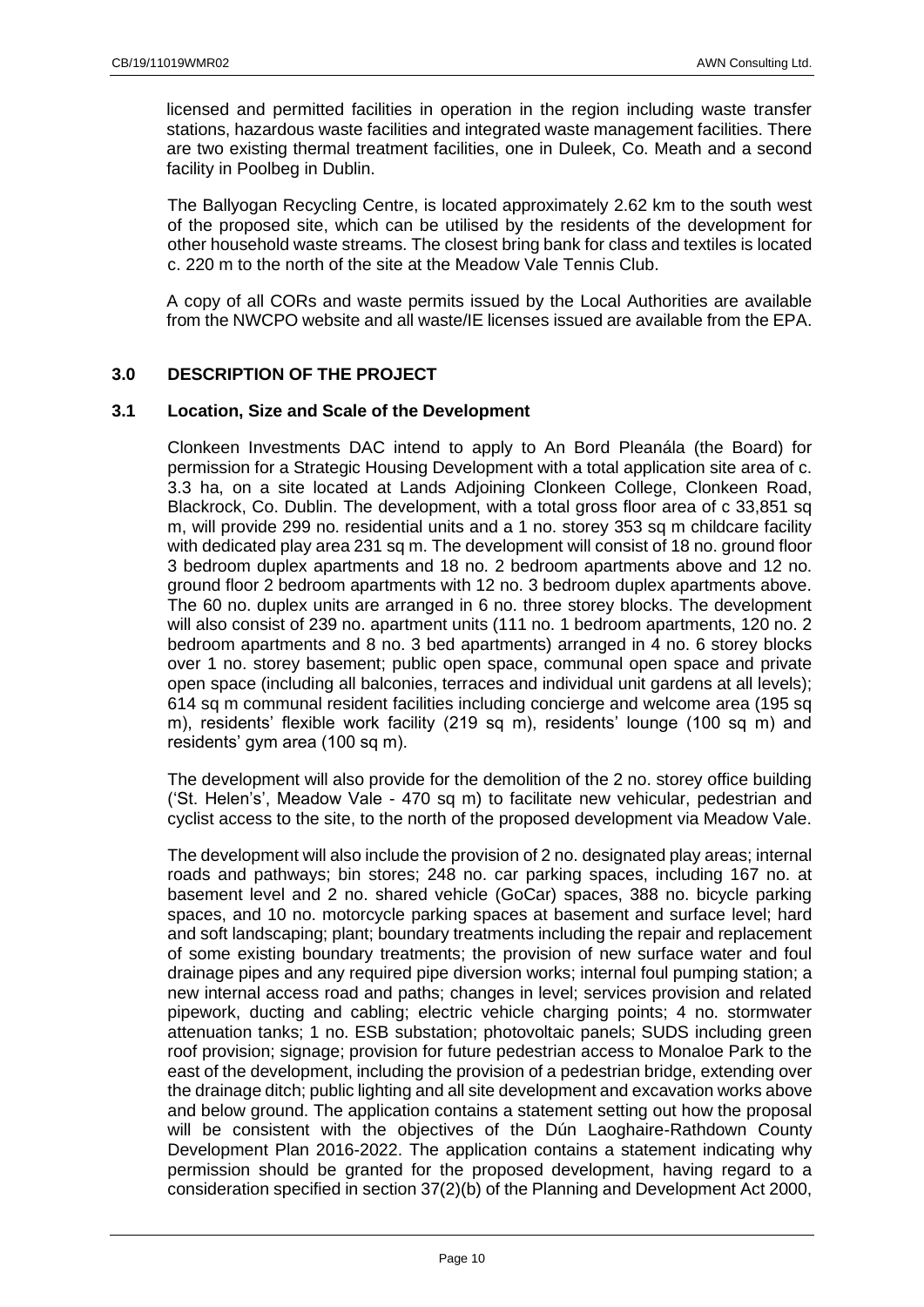licensed and permitted facilities in operation in the region including waste transfer stations, hazardous waste facilities and integrated waste management facilities. There are two existing thermal treatment facilities, one in Duleek, Co. Meath and a second facility in Poolbeg in Dublin.

The Ballyogan Recycling Centre, is located approximately 2.62 km to the south west of the proposed site, which can be utilised by the residents of the development for other household waste streams. The closest bring bank for class and textiles is located c. 220 m to the north of the site at the Meadow Vale Tennis Club.

A copy of all CORs and waste permits issued by the Local Authorities are available from the NWCPO website and all waste/IE licenses issued are available from the EPA.

## 3.0 DESCRIPTION OF THE PROJECT

### 3.1 Location, Size and Scale of the Development

Clonkeen Investments DAC intend to apply to An Bord Pleanála (the Board) for permission for a Strategic Housing Development with a total application site area of c. 3.3 ha, on a site located at Lands Adjoining Clonkeen College, Clonkeen Road, Blackrock, Co. Dublin. The development, with a total gross floor area of c 33,851 sq m, will provide 299 no. residential units and a 1 no. storey 353 sq m childcare facility with dedicated play area 231 sq m. The development will consist of 18 no. ground floor 3 bedroom duplex apartments and 18 no. 2 bedroom apartments above and 12 no. ground floor 2 bedroom apartments with 12 no. 3 bedroom duplex apartments above. The 60 no. duplex units are arranged in 6 no. three storey blocks. The development will also consist of 239 no. apartment units (111 no. 1 bedroom apartments, 120 no. 2 bedroom apartments and 8 no. 3 bed apartments) arranged in 4 no. 6 storey blocks over 1 no. storey basement; public open space, communal open space and private open space (including all balconies, terraces and individual unit gardens at all levels); 614 sq m communal resident facilities including concierge and welcome area (195 sq m), residents' flexible work facility (219 sq m), residents' lounge (100 sq m) and residents' gym area (100 sq m).

The development will also provide for the demolition of the 2 no. storey office building ('St. Helen's', Meadow Vale - 470 sq m) to facilitate new vehicular, pedestrian and cyclist access to the site, to the north of the proposed development via Meadow Vale.

The development will also include the provision of 2 no. designated play areas; internal roads and pathways; bin stores; 248 no. car parking spaces, including 167 no. at basement level and 2 no. shared vehicle (GoCar) spaces, 388 no. bicycle parking spaces, and 10 no. motorcycle parking spaces at basement and surface level; hard and soft landscaping; plant; boundary treatments including the repair and replacement of some existing boundary treatments; the provision of new surface water and foul drainage pipes and any required pipe diversion works; internal foul pumping station; a new internal access road and paths; changes in level; services provision and related pipework, ducting and cabling; electric vehicle charging points; 4 no. stormwater attenuation tanks; 1 no. ESB substation; photovoltaic panels; SUDS including green roof provision; signage; provision for future pedestrian access to Monaloe Park to the east of the development, including the provision of a pedestrian bridge, extending over the drainage ditch; public lighting and all site development and excavation works above and below ground. The application contains a statement setting out how the proposal will be consistent with the objectives of the Dún Laoghaire-Rathdown County Development Plan 2016-2022. The application contains a statement indicating why permission should be granted for the proposed development, having regard to a consideration specified in section 37(2)(b) of the Planning and Development Act 2000,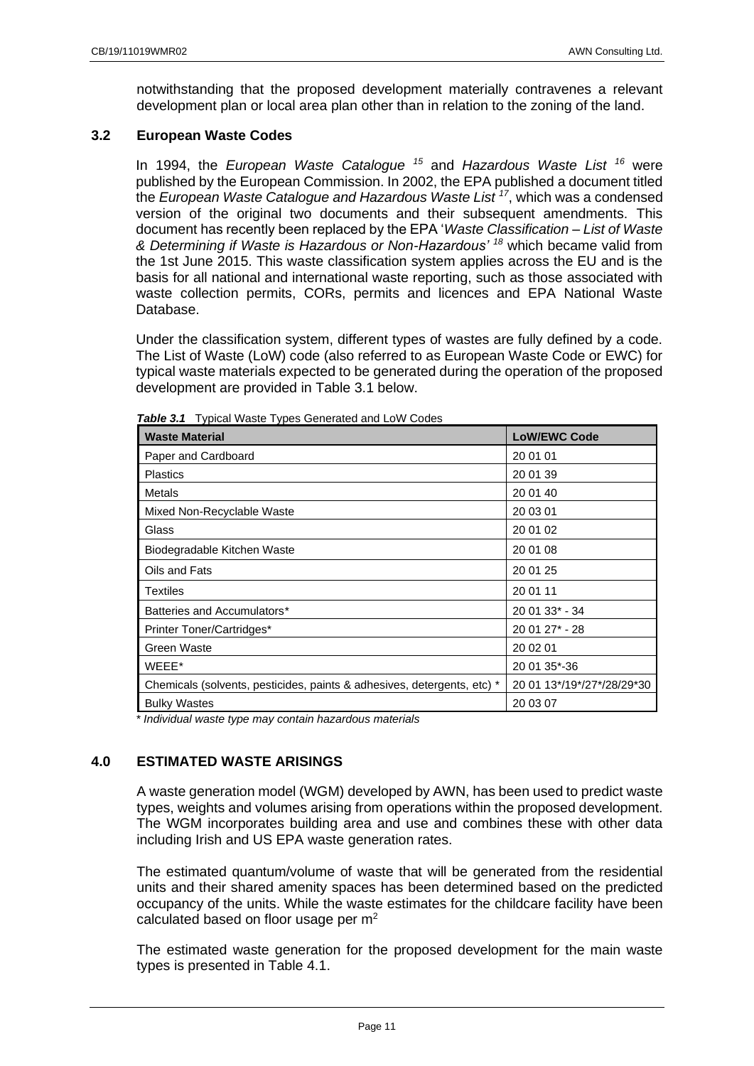notwithstanding that the proposed development materially contravenes a relevant development plan or local area plan other than in relation to the zoning of the land.

### 3.2 European Waste Codes

In 1994, the *European Waste Catalogue* [15] and *Hazardous Waste List* [16] were published by the European Commission. In 2002, the EPA published a document titled the *European Waste Catalogue and Hazardous Waste List* [17], which was a condensed version of the original two documents and their subsequent amendments. This document has recently been replaced by the EPA '*Waste Classification – List of Waste & Determining if Waste is Hazardous or Non-Hazardous'* [18] which became valid from the 1st June 2015. This waste classification system applies across the EU and is the basis for all national and international waste reporting, such as those associated with waste collection permits, CORs, permits and licences and EPA National Waste Database.

Under the classification system, different types of wastes are fully defined by a code. The List of Waste (LoW) code (also referred to as European Waste Code or EWC) for typical waste materials expected to be generated during the operation of the proposed development are provided in Table 3.1 below.

***Table 3.1*** Typical Waste Types Generated and LoW Codes

| Waste Material | LoW/EWC Code |
|---|---|
| Paper and Cardboard | 20 01 01 |
| Plastics | 20 01 39 |
| Metals | 20 01 40 |
| Mixed Non-Recyclable Waste | 20 03 01 |
| Glass | 20 01 02 |
| Biodegradable Kitchen Waste | 20 01 08 |
| Oils and Fats | 20 01 25 |
| Textiles | 20 01 11 |
| Batteries and Accumulators* | 20 01 33* - 34 |
| Printer Toner/Cartridges* | 20 01 27* - 28 |
| Green Waste | 20 02 01 |
| WEEE* | 20 01 35*-36 |
| Chemicals (solvents, pesticides, paints & adhesives, detergents, etc) * | 20 01 13*/19*/27*/28/29*30 |
| Bulky Wastes | 20 03 07 |

*\* Individual waste type may contain hazardous materials*

## 4.0 ESTIMATED WASTE ARISINGS

A waste generation model (WGM) developed by AWN, has been used to predict waste types, weights and volumes arising from operations within the proposed development. The WGM incorporates building area and use and combines these with other data including Irish and US EPA waste generation rates.

The estimated quantum/volume of waste that will be generated from the residential units and their shared amenity spaces has been determined based on the predicted occupancy of the units. While the waste estimates for the childcare facility have been calculated based on floor usage per $m^2$

The estimated waste generation for the proposed development for the main waste types is presented in Table 4.1.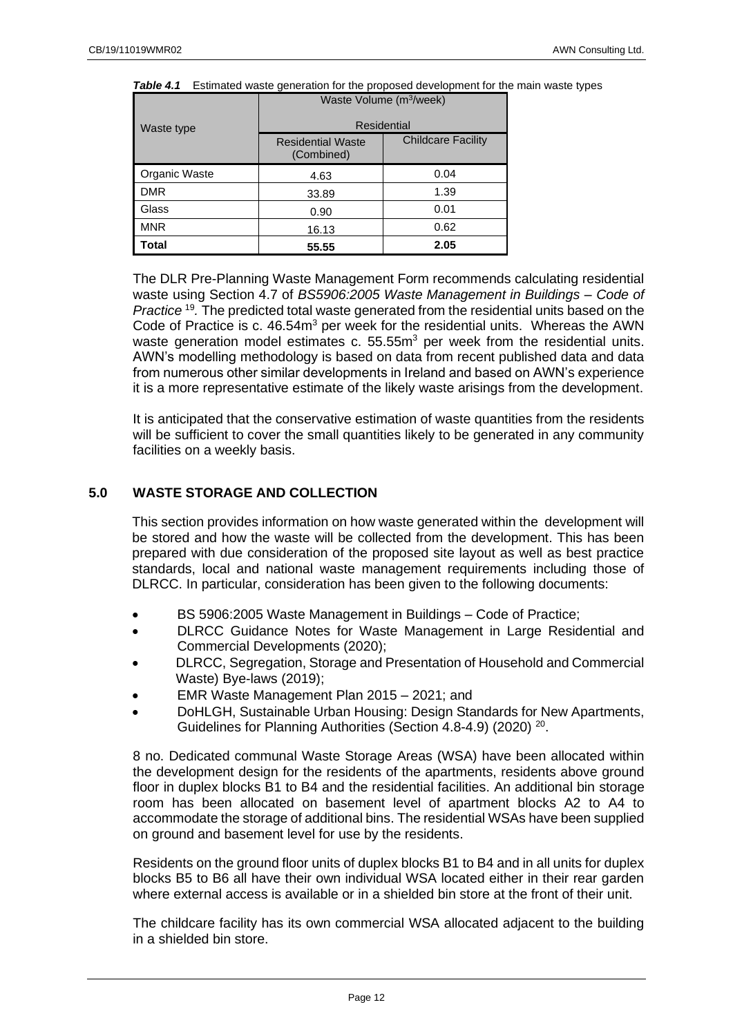*Table 4.1* Estimated waste generation for the proposed development for the main waste types

| Waste type | Waste Volume (m³/week) | |
|---|---|---|
| | Residential | |
| | Residential Waste (Combined) | Childcare Facility |
| Organic Waste | 4.63 | 0.04 |
| DMR | 33.89 | 1.39 |
| Glass | 0.90 | 0.01 |
| MNR | 16.13 | 0.62 |
| **Total** | **55.55** | **2.05** |

The DLR Pre-Planning Waste Management Form recommends calculating residential waste using Section 4.7 of *BS5906:2005 Waste Management in Buildings – Code of Practice* [19]. The predicted total waste generated from the residential units based on the Code of Practice is c. 46.54m³ per week for the residential units. Whereas the AWN waste generation model estimates c. 55.55m³ per week from the residential units. AWN's modelling methodology is based on data from recent published data and data from numerous other similar developments in Ireland and based on AWN's experience it is a more representative estimate of the likely waste arisings from the development.

It is anticipated that the conservative estimation of waste quantities from the residents will be sufficient to cover the small quantities likely to be generated in any community facilities on a weekly basis.

## 5.0 WASTE STORAGE AND COLLECTION

This section provides information on how waste generated within the development will be stored and how the waste will be collected from the development. This has been prepared with due consideration of the proposed site layout as well as best practice standards, local and national waste management requirements including those of DLRCC. In particular, consideration has been given to the following documents:

- BS 5906:2005 Waste Management in Buildings – Code of Practice;
- DLRCC Guidance Notes for Waste Management in Large Residential and Commercial Developments (2020);
- DLRCC, Segregation, Storage and Presentation of Household and Commercial Waste) Bye-laws (2019);
- EMR Waste Management Plan 2015 – 2021; and
- DoHLGH, Sustainable Urban Housing: Design Standards for New Apartments, Guidelines for Planning Authorities (Section 4.8-4.9) (2020) [20].

8 no. Dedicated communal Waste Storage Areas (WSA) have been allocated within the development design for the residents of the apartments, residents above ground floor in duplex blocks B1 to B4 and the residential facilities. An additional bin storage room has been allocated on basement level of apartment blocks A2 to A4 to accommodate the storage of additional bins. The residential WSAs have been supplied on ground and basement level for use by the residents.

Residents on the ground floor units of duplex blocks B1 to B4 and in all units for duplex blocks B5 to B6 all have their own individual WSA located either in their rear garden where external access is available or in a shielded bin store at the front of their unit.

The childcare facility has its own commercial WSA allocated adjacent to the building in a shielded bin store.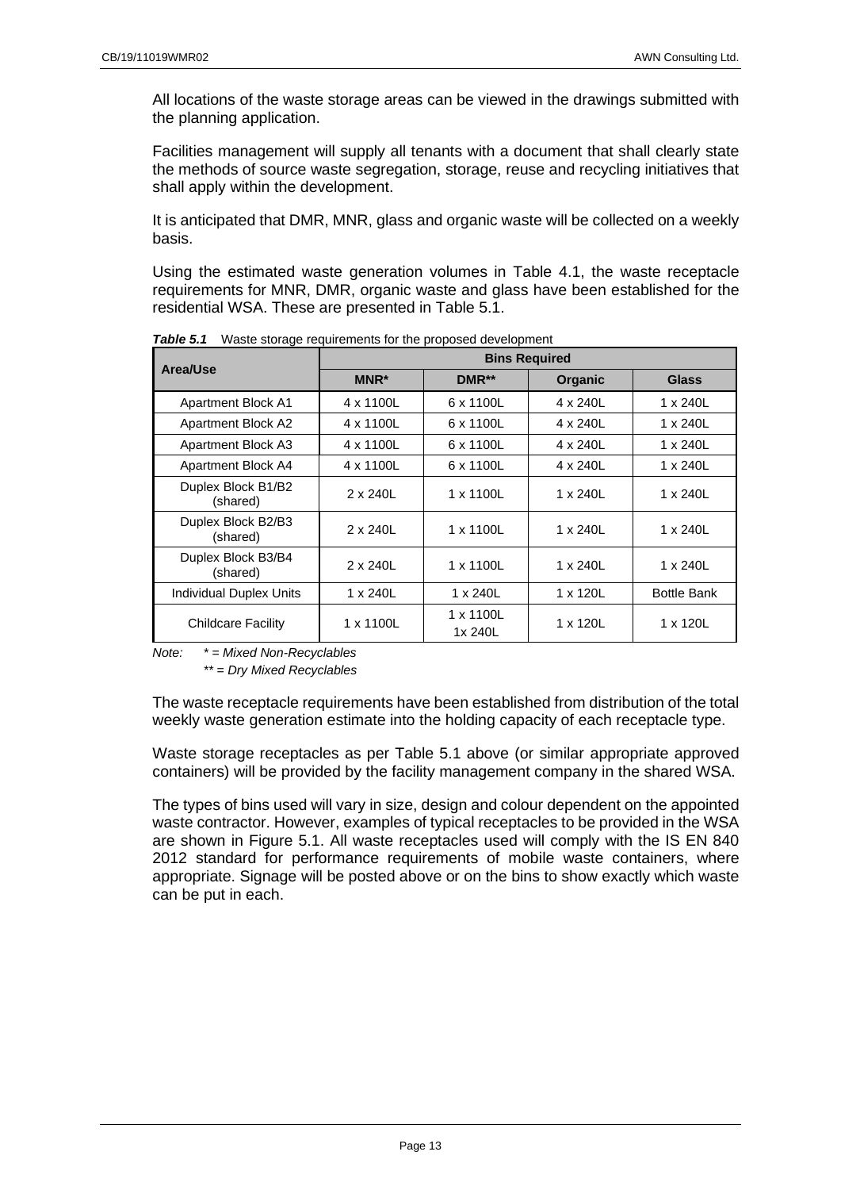All locations of the waste storage areas can be viewed in the drawings submitted with the planning application.

Facilities management will supply all tenants with a document that shall clearly state the methods of source waste segregation, storage, reuse and recycling initiatives that shall apply within the development.

It is anticipated that DMR, MNR, glass and organic waste will be collected on a weekly basis.

Using the estimated waste generation volumes in Table 4.1, the waste receptacle requirements for MNR, DMR, organic waste and glass have been established for the residential WSA. These are presented in Table 5.1.

***Table 5.1*** Waste storage requirements for the proposed development

| Area/Use | Bins Required | | | |
|---|---|---|---|---|
| | **MNR*** | **DMR**** | **Organic** | **Glass** |
| Apartment Block A1 | 4 x 1100L | 6 x 1100L | 4 x 240L | 1 x 240L |
| Apartment Block A2 | 4 x 1100L | 6 x 1100L | 4 x 240L | 1 x 240L |
| Apartment Block A3 | 4 x 1100L | 6 x 1100L | 4 x 240L | 1 x 240L |
| Apartment Block A4 | 4 x 1100L | 6 x 1100L | 4 x 240L | 1 x 240L |
| Duplex Block B1/B2 (shared) | 2 x 240L | 1 x 1100L | 1 x 240L | 1 x 240L |
| Duplex Block B2/B3 (shared) | 2 x 240L | 1 x 1100L | 1 x 240L | 1 x 240L |
| Duplex Block B3/B4 (shared) | 2 x 240L | 1 x 1100L | 1 x 240L | 1 x 240L |
| Individual Duplex Units | 1 x 240L | 1 x 240L | 1 x 120L | Bottle Bank |
| Childcare Facility | 1 x 1100L | 1 x 1100L 1x 240L | 1 x 120L | 1 x 120L |

*Note: * = Mixed Non-Recyclables*
*** = Dry Mixed Recyclables*

The waste receptacle requirements have been established from distribution of the total weekly waste generation estimate into the holding capacity of each receptacle type.

Waste storage receptacles as per Table 5.1 above (or similar appropriate approved containers) will be provided by the facility management company in the shared WSA.

The types of bins used will vary in size, design and colour dependent on the appointed waste contractor. However, examples of typical receptacles to be provided in the WSA are shown in Figure 5.1. All waste receptacles used will comply with the IS EN 840 2012 standard for performance requirements of mobile waste containers, where appropriate. Signage will be posted above or on the bins to show exactly which waste can be put in each.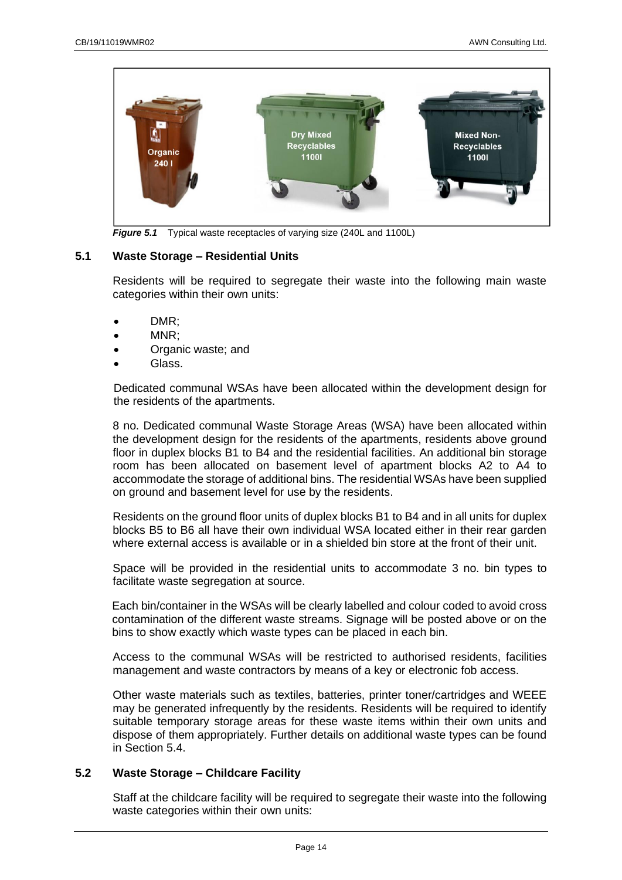*Figure 5.1* Typical waste receptacles of varying size (240L and 1100L)

### 5.1 Waste Storage – Residential Units

Residents will be required to segregate their waste into the following main waste categories within their own units:

- DMR;
- MNR;
- Organic waste; and
- Glass.

Dedicated communal WSAs have been allocated within the development design for the residents of the apartments.

8 no. Dedicated communal Waste Storage Areas (WSA) have been allocated within the development design for the residents of the apartments, residents above ground floor in duplex blocks B1 to B4 and the residential facilities. An additional bin storage room has been allocated on basement level of apartment blocks A2 to A4 to accommodate the storage of additional bins. The residential WSAs have been supplied on ground and basement level for use by the residents.

Residents on the ground floor units of duplex blocks B1 to B4 and in all units for duplex blocks B5 to B6 all have their own individual WSA located either in their rear garden where external access is available or in a shielded bin store at the front of their unit.

Space will be provided in the residential units to accommodate 3 no. bin types to facilitate waste segregation at source.

Each bin/container in the WSAs will be clearly labelled and colour coded to avoid cross contamination of the different waste streams. Signage will be posted above or on the bins to show exactly which waste types can be placed in each bin.

Access to the communal WSAs will be restricted to authorised residents, facilities management and waste contractors by means of a key or electronic fob access.

Other waste materials such as textiles, batteries, printer toner/cartridges and WEEE may be generated infrequently by the residents. Residents will be required to identify suitable temporary storage areas for these waste items within their own units and dispose of them appropriately. Further details on additional waste types can be found in Section 5.4.

### 5.2 Waste Storage – Childcare Facility

Staff at the childcare facility will be required to segregate their waste into the following waste categories within their own units: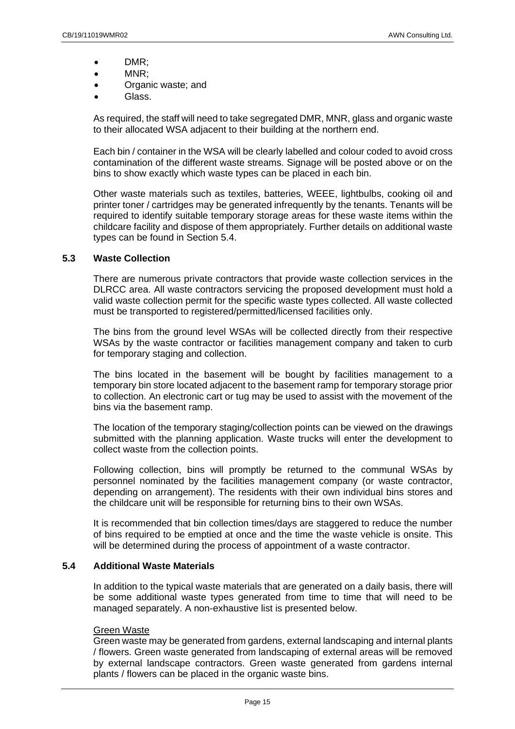- DMR;
- MNR;
- Organic waste; and
- Glass.

As required, the staff will need to take segregated DMR, MNR, glass and organic waste to their allocated WSA adjacent to their building at the northern end.

Each bin / container in the WSA will be clearly labelled and colour coded to avoid cross contamination of the different waste streams. Signage will be posted above or on the bins to show exactly which waste types can be placed in each bin.

Other waste materials such as textiles, batteries, WEEE, lightbulbs, cooking oil and printer toner / cartridges may be generated infrequently by the tenants. Tenants will be required to identify suitable temporary storage areas for these waste items within the childcare facility and dispose of them appropriately. Further details on additional waste types can be found in Section 5.4.

### 5.3 Waste Collection

There are numerous private contractors that provide waste collection services in the DLRCC area. All waste contractors servicing the proposed development must hold a valid waste collection permit for the specific waste types collected. All waste collected must be transported to registered/permitted/licensed facilities only.

The bins from the ground level WSAs will be collected directly from their respective WSAs by the waste contractor or facilities management company and taken to curb for temporary staging and collection.

The bins located in the basement will be bought by facilities management to a temporary bin store located adjacent to the basement ramp for temporary storage prior to collection. An electronic cart or tug may be used to assist with the movement of the bins via the basement ramp.

The location of the temporary staging/collection points can be viewed on the drawings submitted with the planning application. Waste trucks will enter the development to collect waste from the collection points.

Following collection, bins will promptly be returned to the communal WSAs by personnel nominated by the facilities management company (or waste contractor, depending on arrangement). The residents with their own individual bins stores and the childcare unit will be responsible for returning bins to their own WSAs.

It is recommended that bin collection times/days are staggered to reduce the number of bins required to be emptied at once and the time the waste vehicle is onsite. This will be determined during the process of appointment of a waste contractor.

### 5.4 Additional Waste Materials

In addition to the typical waste materials that are generated on a daily basis, there will be some additional waste types generated from time to time that will need to be managed separately. A non-exhaustive list is presented below.

<u>Green Waste</u>
Green waste may be generated from gardens, external landscaping and internal plants / flowers. Green waste generated from landscaping of external areas will be removed by external landscape contractors. Green waste generated from gardens internal plants / flowers can be placed in the organic waste bins.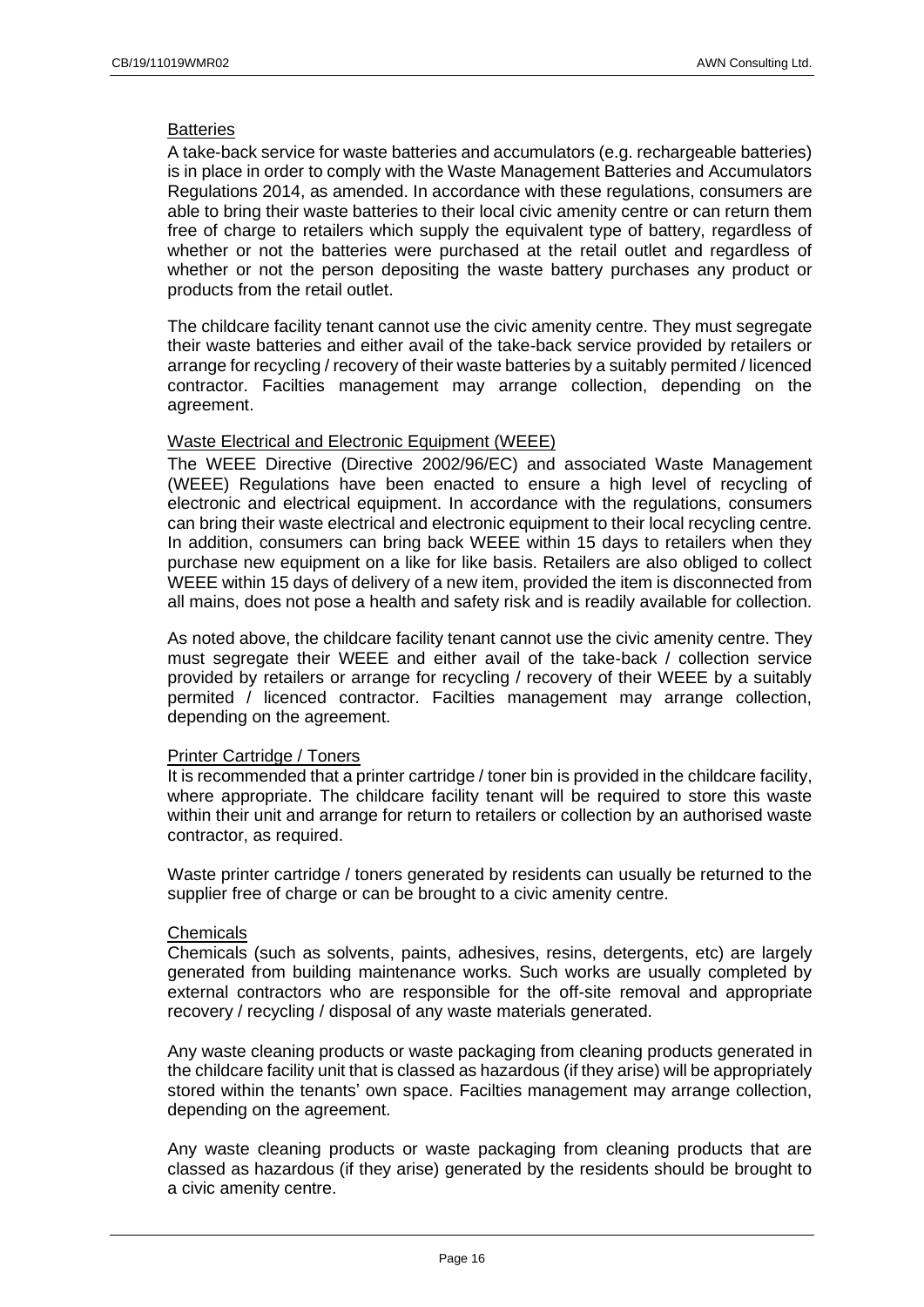#### Batteries

A take-back service for waste batteries and accumulators (e.g. rechargeable batteries) is in place in order to comply with the Waste Management Batteries and Accumulators Regulations 2014, as amended. In accordance with these regulations, consumers are able to bring their waste batteries to their local civic amenity centre or can return them free of charge to retailers which supply the equivalent type of battery, regardless of whether or not the batteries were purchased at the retail outlet and regardless of whether or not the person depositing the waste battery purchases any product or products from the retail outlet.

The childcare facility tenant cannot use the civic amenity centre. They must segregate their waste batteries and either avail of the take-back service provided by retailers or arrange for recycling / recovery of their waste batteries by a suitably permited / licenced contractor. Facilties management may arrange collection, depending on the agreement.

#### Waste Electrical and Electronic Equipment (WEEE)

The WEEE Directive (Directive 2002/96/EC) and associated Waste Management (WEEE) Regulations have been enacted to ensure a high level of recycling of electronic and electrical equipment. In accordance with the regulations, consumers can bring their waste electrical and electronic equipment to their local recycling centre. In addition, consumers can bring back WEEE within 15 days to retailers when they purchase new equipment on a like for like basis. Retailers are also obliged to collect WEEE within 15 days of delivery of a new item, provided the item is disconnected from all mains, does not pose a health and safety risk and is readily available for collection.

As noted above, the childcare facility tenant cannot use the civic amenity centre. They must segregate their WEEE and either avail of the take-back / collection service provided by retailers or arrange for recycling / recovery of their WEEE by a suitably permited / licenced contractor. Facilties management may arrange collection, depending on the agreement.

#### Printer Cartridge / Toners

It is recommended that a printer cartridge / toner bin is provided in the childcare facility, where appropriate. The childcare facility tenant will be required to store this waste within their unit and arrange for return to retailers or collection by an authorised waste contractor, as required.

Waste printer cartridge / toners generated by residents can usually be returned to the supplier free of charge or can be brought to a civic amenity centre.

#### Chemicals

Chemicals (such as solvents, paints, adhesives, resins, detergents, etc) are largely generated from building maintenance works. Such works are usually completed by external contractors who are responsible for the off-site removal and appropriate recovery / recycling / disposal of any waste materials generated.

Any waste cleaning products or waste packaging from cleaning products generated in the childcare facility unit that is classed as hazardous (if they arise) will be appropriately stored within the tenants' own space. Facilties management may arrange collection, depending on the agreement.

Any waste cleaning products or waste packaging from cleaning products that are classed as hazardous (if they arise) generated by the residents should be brought to a civic amenity centre.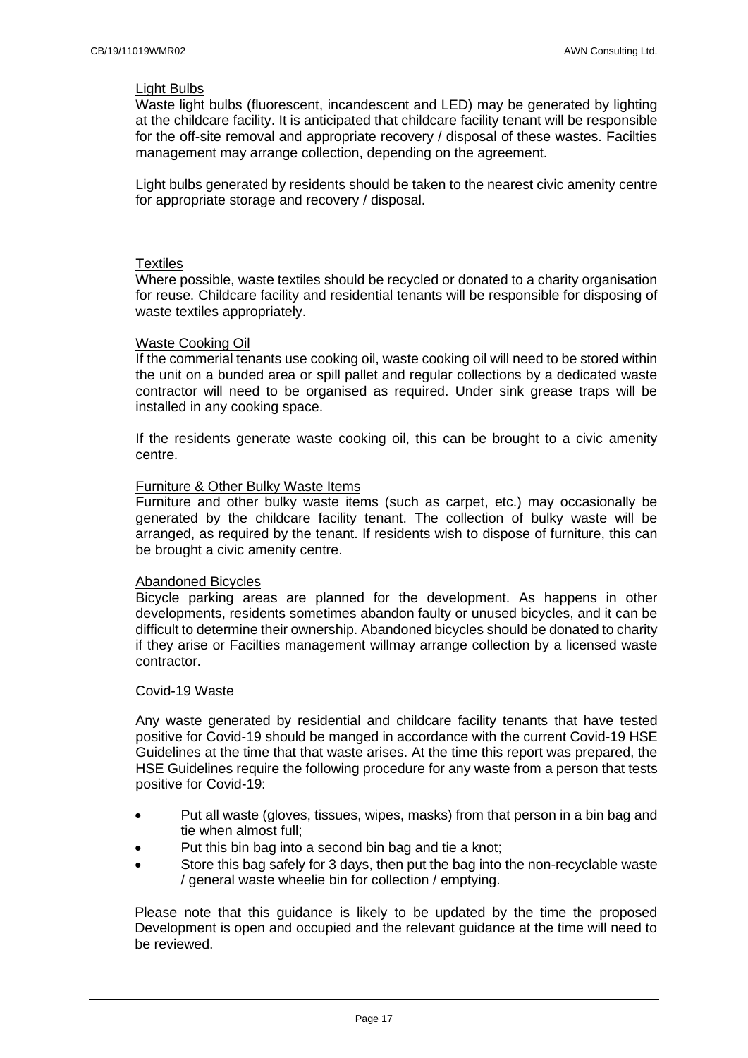Light Bulbs

Waste light bulbs (fluorescent, incandescent and LED) may be generated by lighting at the childcare facility. It is anticipated that childcare facility tenant will be responsible for the off-site removal and appropriate recovery / disposal of these wastes. Facilties management may arrange collection, depending on the agreement.

Light bulbs generated by residents should be taken to the nearest civic amenity centre for appropriate storage and recovery / disposal.

Textiles

Where possible, waste textiles should be recycled or donated to a charity organisation for reuse. Childcare facility and residential tenants will be responsible for disposing of waste textiles appropriately.

Waste Cooking Oil

If the commerial tenants use cooking oil, waste cooking oil will need to be stored within the unit on a bunded area or spill pallet and regular collections by a dedicated waste contractor will need to be organised as required. Under sink grease traps will be installed in any cooking space.

If the residents generate waste cooking oil, this can be brought to a civic amenity centre.

Furniture & Other Bulky Waste Items

Furniture and other bulky waste items (such as carpet, etc.) may occasionally be generated by the childcare facility tenant. The collection of bulky waste will be arranged, as required by the tenant. If residents wish to dispose of furniture, this can be brought a civic amenity centre.

Abandoned Bicycles

Bicycle parking areas are planned for the development. As happens in other developments, residents sometimes abandon faulty or unused bicycles, and it can be difficult to determine their ownership. Abandoned bicycles should be donated to charity if they arise or Facilties management willmay arrange collection by a licensed waste contractor.

Covid-19 Waste

Any waste generated by residential and childcare facility tenants that have tested positive for Covid-19 should be manged in accordance with the current Covid-19 HSE Guidelines at the time that that waste arises. At the time this report was prepared, the HSE Guidelines require the following procedure for any waste from a person that tests positive for Covid-19:

- Put all waste (gloves, tissues, wipes, masks) from that person in a bin bag and tie when almost full;
- Put this bin bag into a second bin bag and tie a knot;
- Store this bag safely for 3 days, then put the bag into the non-recyclable waste / general waste wheelie bin for collection / emptying.

Please note that this guidance is likely to be updated by the time the proposed Development is open and occupied and the relevant guidance at the time will need to be reviewed.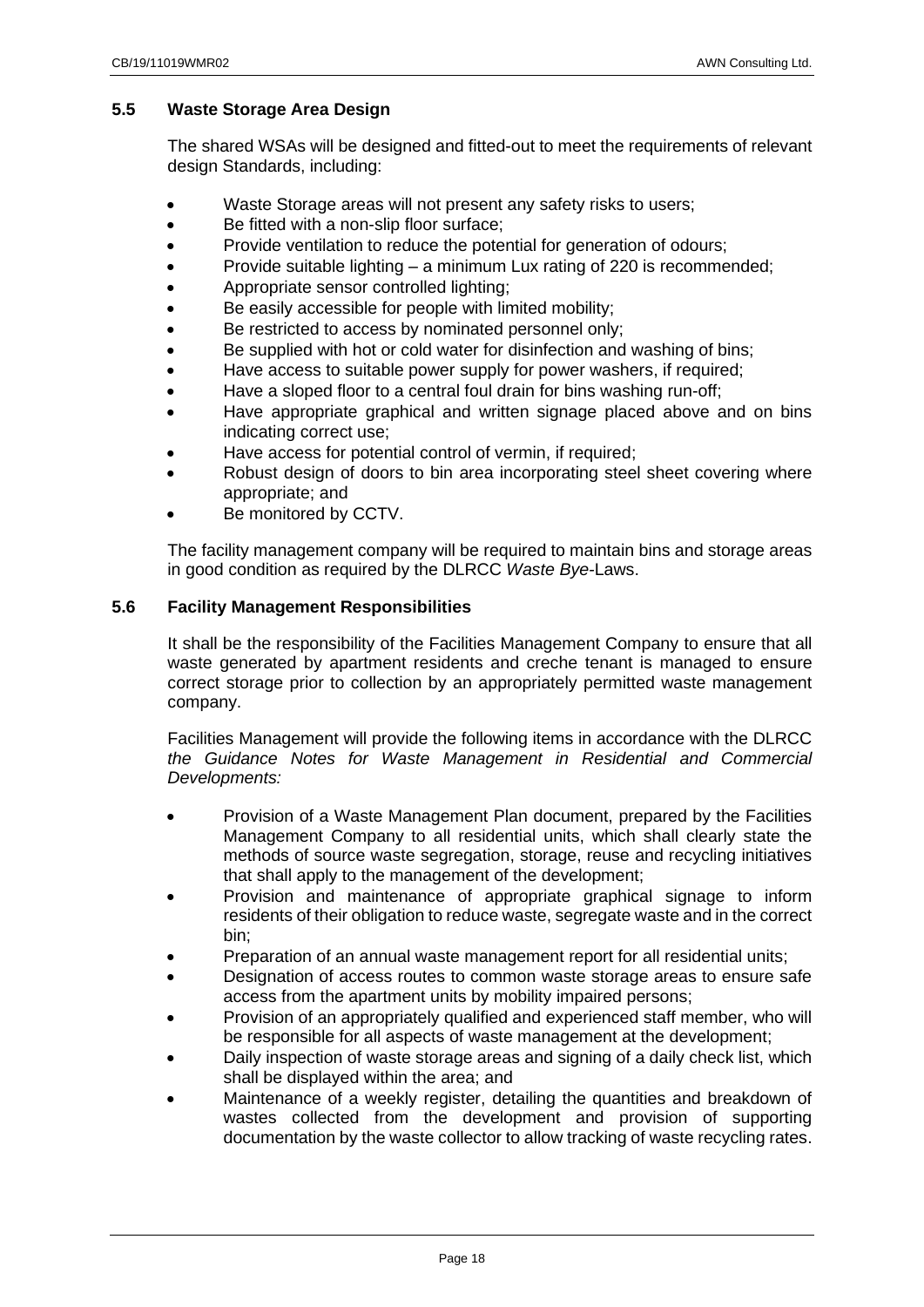### 5.5 Waste Storage Area Design

The shared WSAs will be designed and fitted-out to meet the requirements of relevant design Standards, including:

- Waste Storage areas will not present any safety risks to users;
- Be fitted with a non-slip floor surface;
- Provide ventilation to reduce the potential for generation of odours;
- Provide suitable lighting – a minimum Lux rating of 220 is recommended;
- Appropriate sensor controlled lighting;
- Be easily accessible for people with limited mobility;
- Be restricted to access by nominated personnel only;
- Be supplied with hot or cold water for disinfection and washing of bins;
- Have access to suitable power supply for power washers, if required;
- Have a sloped floor to a central foul drain for bins washing run-off;
- Have appropriate graphical and written signage placed above and on bins indicating correct use;
- Have access for potential control of vermin, if required;
- Robust design of doors to bin area incorporating steel sheet covering where appropriate; and
- Be monitored by CCTV.

The facility management company will be required to maintain bins and storage areas in good condition as required by the DLRCC *Waste Bye*-Laws.

### 5.6 Facility Management Responsibilities

It shall be the responsibility of the Facilities Management Company to ensure that all waste generated by apartment residents and creche tenant is managed to ensure correct storage prior to collection by an appropriately permitted waste management company.

Facilities Management will provide the following items in accordance with the DLRCC *the Guidance Notes for Waste Management in Residential and Commercial Developments:*

- Provision of a Waste Management Plan document, prepared by the Facilities Management Company to all residential units, which shall clearly state the methods of source waste segregation, storage, reuse and recycling initiatives that shall apply to the management of the development;
- Provision and maintenance of appropriate graphical signage to inform residents of their obligation to reduce waste, segregate waste and in the correct bin;
- Preparation of an annual waste management report for all residential units;
- Designation of access routes to common waste storage areas to ensure safe access from the apartment units by mobility impaired persons;
- Provision of an appropriately qualified and experienced staff member, who will be responsible for all aspects of waste management at the development;
- Daily inspection of waste storage areas and signing of a daily check list, which shall be displayed within the area; and
- Maintenance of a weekly register, detailing the quantities and breakdown of wastes collected from the development and provision of supporting documentation by the waste collector to allow tracking of waste recycling rates.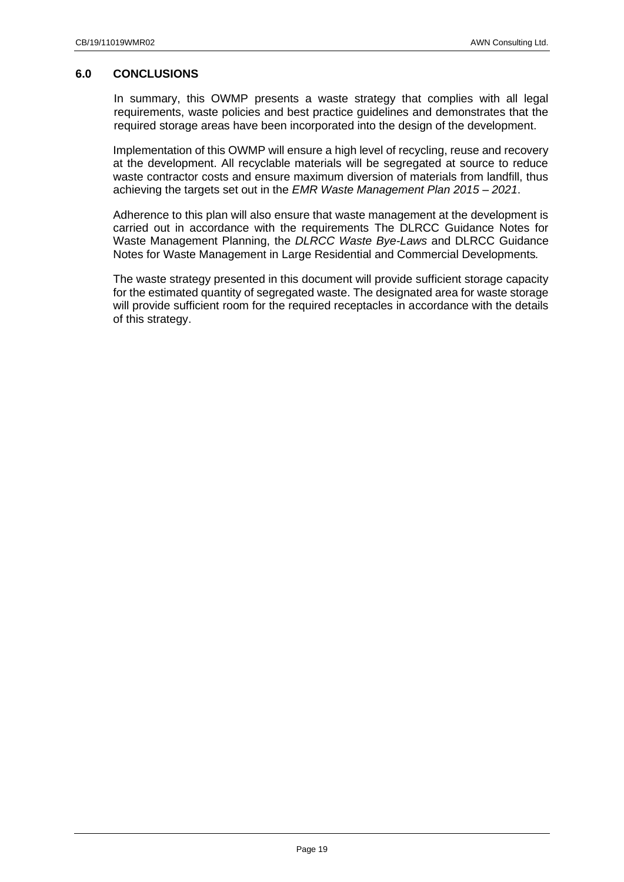## 6.0 CONCLUSIONS

In summary, this OWMP presents a waste strategy that complies with all legal requirements, waste policies and best practice guidelines and demonstrates that the required storage areas have been incorporated into the design of the development.

Implementation of this OWMP will ensure a high level of recycling, reuse and recovery at the development. All recyclable materials will be segregated at source to reduce waste contractor costs and ensure maximum diversion of materials from landfill, thus achieving the targets set out in the *EMR Waste Management Plan 2015 – 2021*.

Adherence to this plan will also ensure that waste management at the development is carried out in accordance with the requirements The DLRCC Guidance Notes for Waste Management Planning, the *DLRCC Waste Bye-Laws* and DLRCC Guidance Notes for Waste Management in Large Residential and Commercial Developments*.*

The waste strategy presented in this document will provide sufficient storage capacity for the estimated quantity of segregated waste. The designated area for waste storage will provide sufficient room for the required receptacles in accordance with the details of this strategy.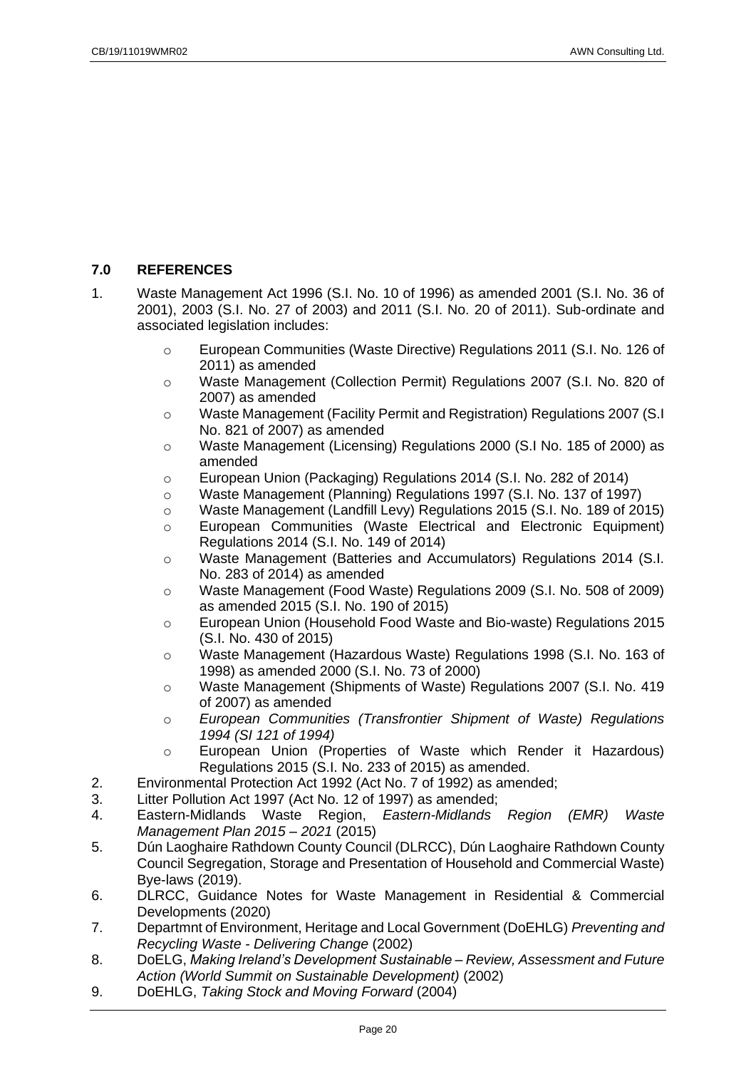## 7.0 REFERENCES

1. Waste Management Act 1996 (S.I. No. 10 of 1996) as amended 2001 (S.I. No. 36 of 2001), 2003 (S.I. No. 27 of 2003) and 2011 (S.I. No. 20 of 2011). Sub-ordinate and associated legislation includes:
   - European Communities (Waste Directive) Regulations 2011 (S.I. No. 126 of 2011) as amended
   - Waste Management (Collection Permit) Regulations 2007 (S.I. No. 820 of 2007) as amended
   - Waste Management (Facility Permit and Registration) Regulations 2007 (S.I No. 821 of 2007) as amended
   - Waste Management (Licensing) Regulations 2000 (S.I No. 185 of 2000) as amended
   - European Union (Packaging) Regulations 2014 (S.I. No. 282 of 2014)
   - Waste Management (Planning) Regulations 1997 (S.I. No. 137 of 1997)
   - Waste Management (Landfill Levy) Regulations 2015 (S.I. No. 189 of 2015)
   - European Communities (Waste Electrical and Electronic Equipment) Regulations 2014 (S.I. No. 149 of 2014)
   - Waste Management (Batteries and Accumulators) Regulations 2014 (S.I. No. 283 of 2014) as amended
   - Waste Management (Food Waste) Regulations 2009 (S.I. No. 508 of 2009) as amended 2015 (S.I. No. 190 of 2015)
   - European Union (Household Food Waste and Bio-waste) Regulations 2015 (S.I. No. 430 of 2015)
   - Waste Management (Hazardous Waste) Regulations 1998 (S.I. No. 163 of 1998) as amended 2000 (S.I. No. 73 of 2000)
   - Waste Management (Shipments of Waste) Regulations 2007 (S.I. No. 419 of 2007) as amended
   - *European Communities (Transfrontier Shipment of Waste) Regulations 1994 (SI 121 of 1994)*
   - European Union (Properties of Waste which Render it Hazardous) Regulations 2015 (S.I. No. 233 of 2015) as amended.
2. Environmental Protection Act 1992 (Act No. 7 of 1992) as amended;
3. Litter Pollution Act 1997 (Act No. 12 of 1997) as amended;
4. Eastern-Midlands Waste Region, *Eastern-Midlands Region (EMR) Waste Management Plan 2015 – 2021* (2015)
5. Dún Laoghaire Rathdown County Council (DLRCC), Dún Laoghaire Rathdown County Council Segregation, Storage and Presentation of Household and Commercial Waste) Bye-laws (2019).
6. DLRCC, Guidance Notes for Waste Management in Residential & Commercial Developments (2020)
7. Departmnt of Environment, Heritage and Local Government (DoEHLG) *Preventing and Recycling Waste - Delivering Change* (2002)
8. DoELG, *Making Ireland's Development Sustainable – Review, Assessment and Future Action (World Summit on Sustainable Development)* (2002)
9. DoEHLG, *Taking Stock and Moving Forward* (2004)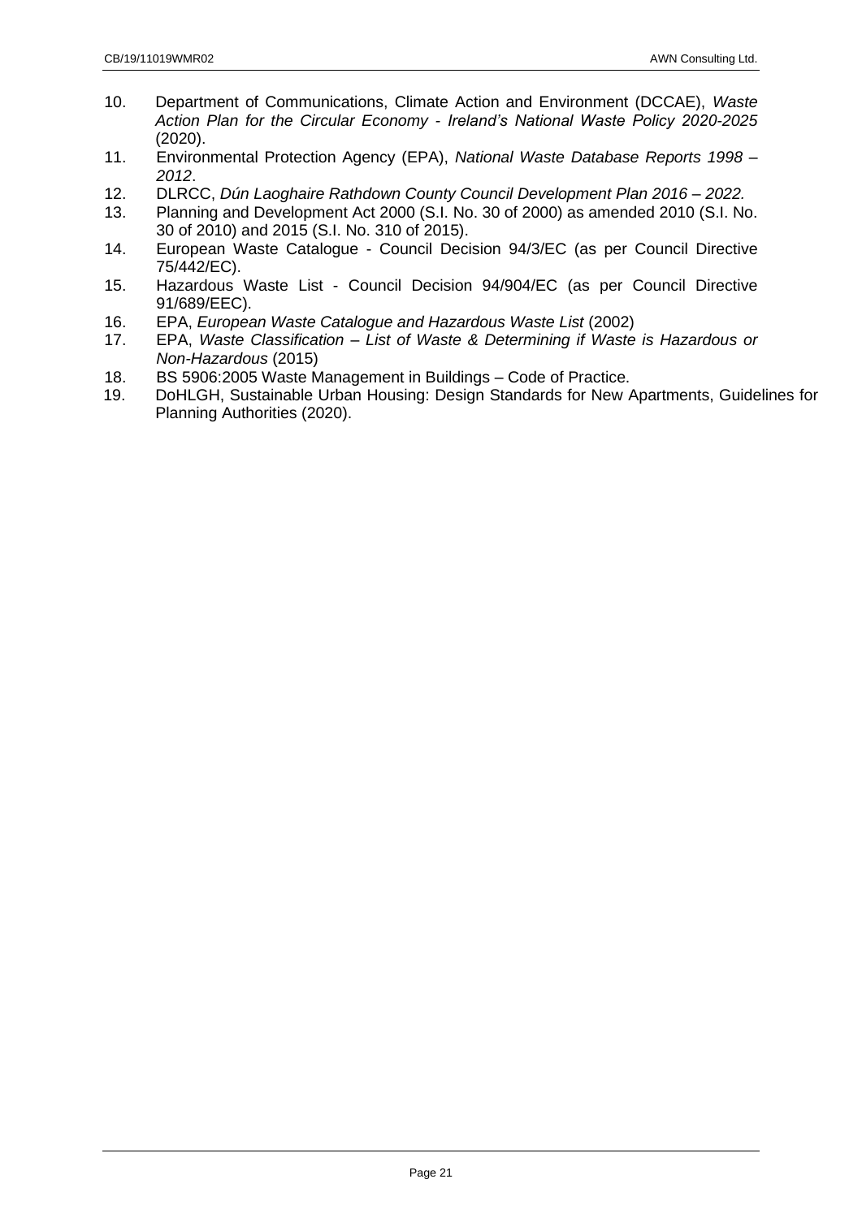10. Department of Communications, Climate Action and Environment (DCCAE), *Waste Action Plan for the Circular Economy - Ireland's National Waste Policy 2020-2025* (2020).
11. Environmental Protection Agency (EPA), *National Waste Database Reports 1998 – 2012*.
12. DLRCC, *Dún Laoghaire Rathdown County Council Development Plan 2016 – 2022.*
13. Planning and Development Act 2000 (S.I. No. 30 of 2000) as amended 2010 (S.I. No. 30 of 2010) and 2015 (S.I. No. 310 of 2015).
14. European Waste Catalogue - Council Decision 94/3/EC (as per Council Directive 75/442/EC).
15. Hazardous Waste List - Council Decision 94/904/EC (as per Council Directive 91/689/EEC).
16. EPA, *European Waste Catalogue and Hazardous Waste List* (2002)
17. EPA, *Waste Classification – List of Waste & Determining if Waste is Hazardous or Non-Hazardous* (2015)
18. BS 5906:2005 Waste Management in Buildings – Code of Practice.
19. DoHLGH, Sustainable Urban Housing: Design Standards for New Apartments, Guidelines for Planning Authorities (2020).